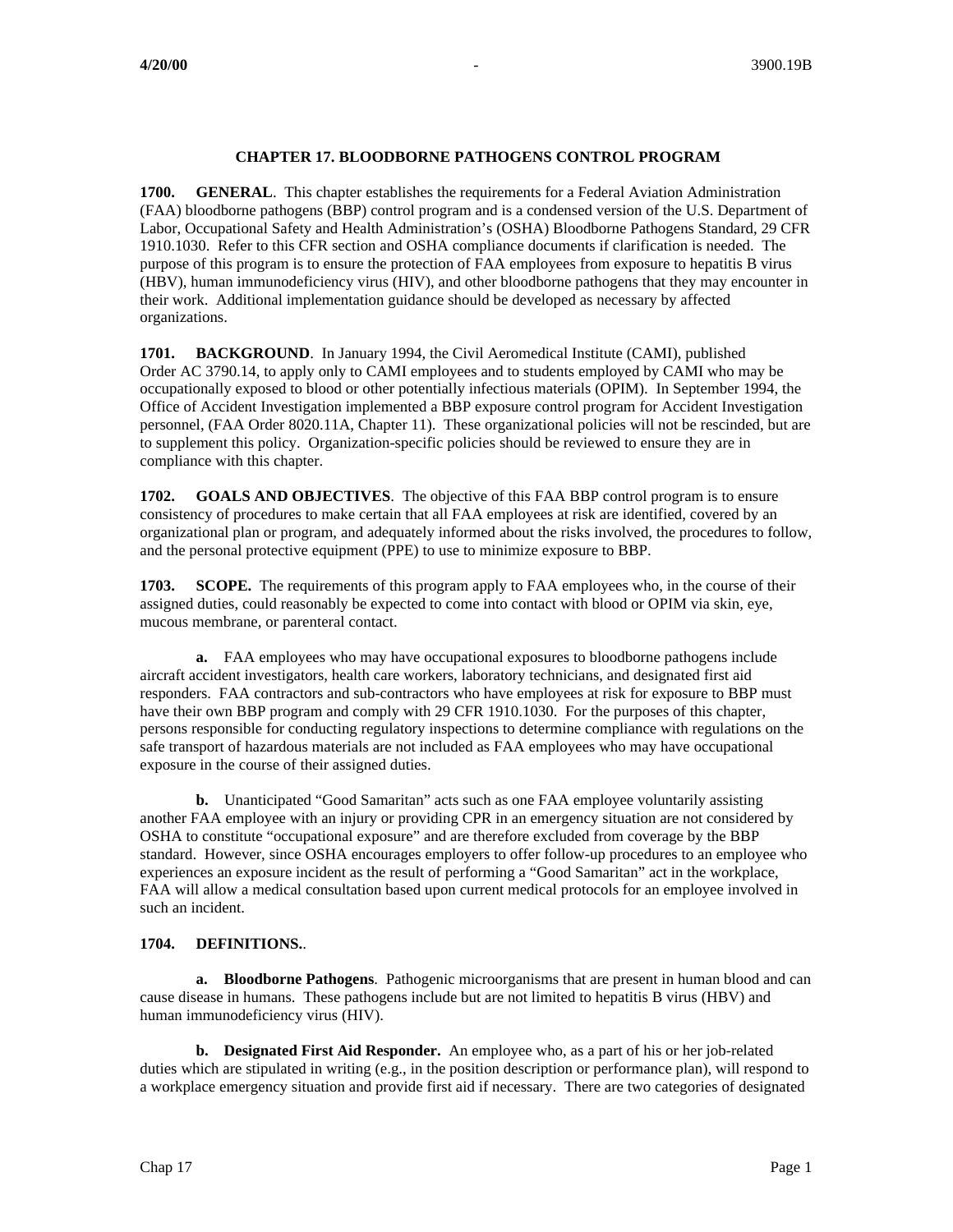# CHAPTER 17. BLOODBORNE PATHOGENS CONTROL PROGRAM

**1700. GENERAL**. This chapter establishes the requirements for a Federal Aviation Administration (FAA) bloodborne pathogens (BBP) control program and is a condensed version of the U.S. Department of Labor, Occupational Safety and Health Administration's (OSHA) Bloodborne Pathogens Standard, 29 CFR 1910.1030. Refer to this CFR section and OSHA compliance documents if clarification is needed. The purpose of this program is to ensure the protection of FAA employees from exposure to hepatitis B virus (HBV), human immunodeficiency virus (HIV), and other bloodborne pathogens that they may encounter in their work. Additional implementation guidance should be developed as necessary by affected organizations.

**1701. BACKGROUND**. In January 1994, the Civil Aeromedical Institute (CAMI), published Order AC 3790.14, to apply only to CAMI employees and to students employed by CAMI who may be occupationally exposed to blood or other potentially infectious materials (OPIM). In September 1994, the Office of Accident Investigation implemented a BBP exposure control program for Accident Investigation personnel, (FAA Order 8020.11A, Chapter 11). These organizational policies will not be rescinded, but are to supplement this policy. Organization-specific policies should be reviewed to ensure they are in compliance with this chapter.

**1702. GOALS AND OBJECTIVES**. The objective of this FAA BBP control program is to ensure consistency of procedures to make certain that all FAA employees at risk are identified, covered by an organizational plan or program, and adequately informed about the risks involved, the procedures to follow, and the personal protective equipment (PPE) to use to minimize exposure to BBP.

**1703. SCOPE.** The requirements of this program apply to FAA employees who, in the course of their assigned duties, could reasonably be expected to come into contact with blood or OPIM via skin, eye, mucous membrane, or parenteral contact.

**a.** FAA employees who may have occupational exposures to bloodborne pathogens include aircraft accident investigators, health care workers, laboratory technicians, and designated first aid responders. FAA contractors and sub-contractors who have employees at risk for exposure to BBP must have their own BBP program and comply with 29 CFR 1910.1030. For the purposes of this chapter, persons responsible for conducting regulatory inspections to determine compliance with regulations on the safe transport of hazardous materials are not included as FAA employees who may have occupational exposure in the course of their assigned duties.

**b.** Unanticipated "Good Samaritan" acts such as one FAA employee voluntarily assisting another FAA employee with an injury or providing CPR in an emergency situation are not considered by OSHA to constitute "occupational exposure" and are therefore excluded from coverage by the BBP standard. However, since OSHA encourages employers to offer follow-up procedures to an employee who experiences an exposure incident as the result of performing a "Good Samaritan" act in the workplace, FAA will allow a medical consultation based upon current medical protocols for an employee involved in such an incident.

**1704. DEFINITIONS.**.

**a. Bloodborne Pathogens**. Pathogenic microorganisms that are present in human blood and can cause disease in humans. These pathogens include but are not limited to hepatitis B virus (HBV) and human immunodeficiency virus (HIV).

**b. Designated First Aid Responder.** An employee who, as a part of his or her job-related duties which are stipulated in writing (e.g., in the position description or performance plan), will respond to a workplace emergency situation and provide first aid if necessary. There are two categories of designated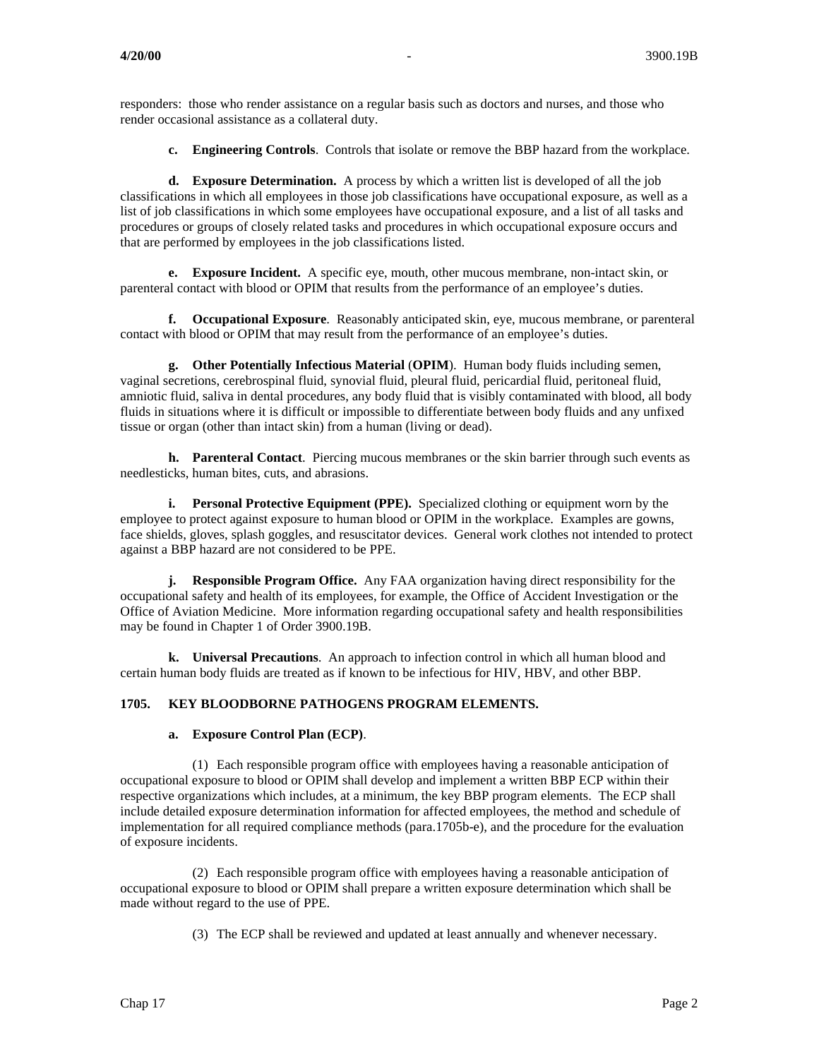responders: those who render assistance on a regular basis such as doctors and nurses, and those who render occasional assistance as a collateral duty.

**c. Engineering Controls**. Controls that isolate or remove the BBP hazard from the workplace.

**d. Exposure Determination.** A process by which a written list is developed of all the job classifications in which all employees in those job classifications have occupational exposure, as well as a list of job classifications in which some employees have occupational exposure, and a list of all tasks and procedures or groups of closely related tasks and procedures in which occupational exposure occurs and that are performed by employees in the job classifications listed.

**e. Exposure Incident.** A specific eye, mouth, other mucous membrane, non-intact skin, or parenteral contact with blood or OPIM that results from the performance of an employee's duties.

**f. Occupational Exposure**. Reasonably anticipated skin, eye, mucous membrane, or parenteral contact with blood or OPIM that may result from the performance of an employee's duties.

**g. Other Potentially Infectious Material** (**OPIM**). Human body fluids including semen, vaginal secretions, cerebrospinal fluid, synovial fluid, pleural fluid, pericardial fluid, peritoneal fluid, amniotic fluid, saliva in dental procedures, any body fluid that is visibly contaminated with blood, all body fluids in situations where it is difficult or impossible to differentiate between body fluids and any unfixed tissue or organ (other than intact skin) from a human (living or dead).

**h. Parenteral Contact**. Piercing mucous membranes or the skin barrier through such events as needlesticks, human bites, cuts, and abrasions.

**i. Personal Protective Equipment (PPE).** Specialized clothing or equipment worn by the employee to protect against exposure to human blood or OPIM in the workplace. Examples are gowns, face shields, gloves, splash goggles, and resuscitator devices. General work clothes not intended to protect against a BBP hazard are not considered to be PPE.

**j. Responsible Program Office.** Any FAA organization having direct responsibility for the occupational safety and health of its employees, for example, the Office of Accident Investigation or the Office of Aviation Medicine. More information regarding occupational safety and health responsibilities may be found in Chapter 1 of Order 3900.19B.

**k. Universal Precautions**. An approach to infection control in which all human blood and certain human body fluids are treated as if known to be infectious for HIV, HBV, and other BBP.

## 1705. KEY BLOODBORNE PATHOGENS PROGRAM ELEMENTS.

**a. Exposure Control Plan (ECP)**.

(1) Each responsible program office with employees having a reasonable anticipation of occupational exposure to blood or OPIM shall develop and implement a written BBP ECP within their respective organizations which includes, at a minimum, the key BBP program elements. The ECP shall include detailed exposure determination information for affected employees, the method and schedule of implementation for all required compliance methods (para.1705b-e), and the procedure for the evaluation of exposure incidents.

(2) Each responsible program office with employees having a reasonable anticipation of occupational exposure to blood or OPIM shall prepare a written exposure determination which shall be made without regard to the use of PPE.

(3) The ECP shall be reviewed and updated at least annually and whenever necessary.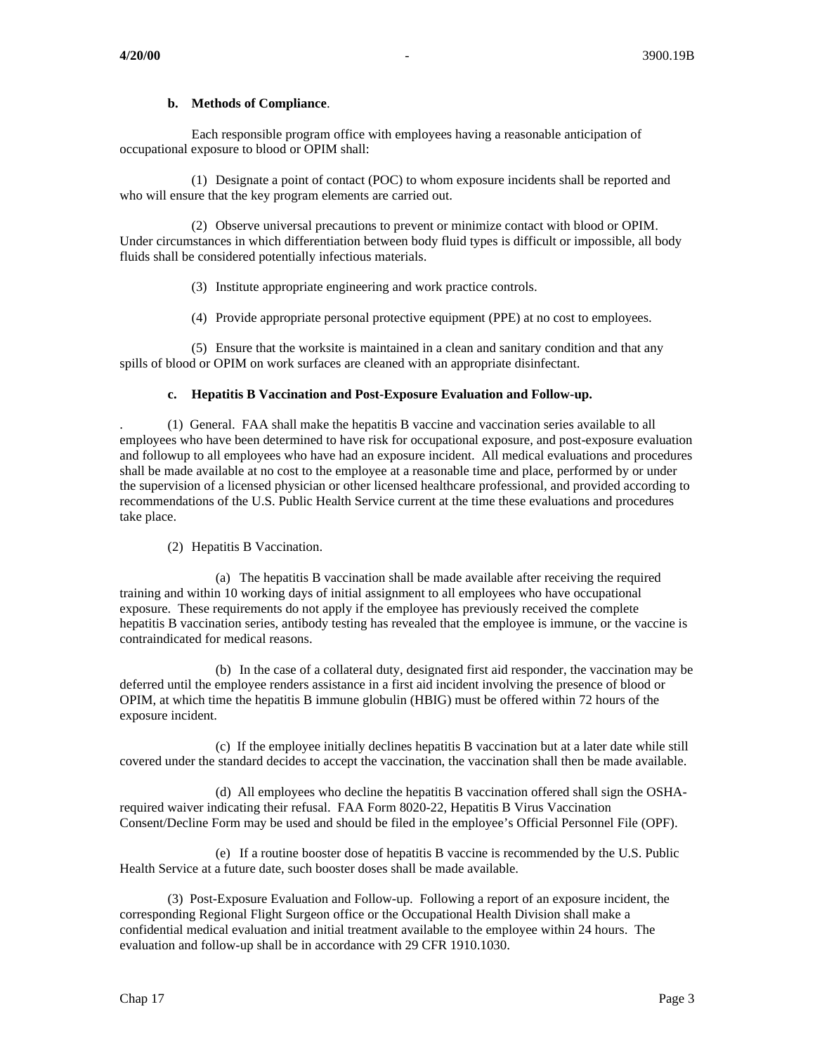**b. Methods of Compliance**.

Each responsible program office with employees having a reasonable anticipation of occupational exposure to blood or OPIM shall:

(1) Designate a point of contact (POC) to whom exposure incidents shall be reported and who will ensure that the key program elements are carried out.

(2) Observe universal precautions to prevent or minimize contact with blood or OPIM. Under circumstances in which differentiation between body fluid types is difficult or impossible, all body fluids shall be considered potentially infectious materials.

(3) Institute appropriate engineering and work practice controls.

(4) Provide appropriate personal protective equipment (PPE) at no cost to employees.

(5) Ensure that the worksite is maintained in a clean and sanitary condition and that any spills of blood or OPIM on work surfaces are cleaned with an appropriate disinfectant.

**c. Hepatitis B Vaccination and Post-Exposure Evaluation and Follow-up.**

(1) General. FAA shall make the hepatitis B vaccine and vaccination series available to all employees who have been determined to have risk for occupational exposure, and post-exposure evaluation and followup to all employees who have had an exposure incident. All medical evaluations and procedures shall be made available at no cost to the employee at a reasonable time and place, performed by or under the supervision of a licensed physician or other licensed healthcare professional, and provided according to recommendations of the U.S. Public Health Service current at the time these evaluations and procedures take place.

(2) Hepatitis B Vaccination.

(a) The hepatitis B vaccination shall be made available after receiving the required training and within 10 working days of initial assignment to all employees who have occupational exposure. These requirements do not apply if the employee has previously received the complete hepatitis B vaccination series, antibody testing has revealed that the employee is immune, or the vaccine is contraindicated for medical reasons.

(b) In the case of a collateral duty, designated first aid responder, the vaccination may be deferred until the employee renders assistance in a first aid incident involving the presence of blood or OPIM, at which time the hepatitis B immune globulin (HBIG) must be offered within 72 hours of the exposure incident.

(c) If the employee initially declines hepatitis B vaccination but at a later date while still covered under the standard decides to accept the vaccination, the vaccination shall then be made available.

(d) All employees who decline the hepatitis B vaccination offered shall sign the OSHA-required waiver indicating their refusal. FAA Form 8020-22, Hepatitis B Virus Vaccination Consent/Decline Form may be used and should be filed in the employee's Official Personnel File (OPF).

(e) If a routine booster dose of hepatitis B vaccine is recommended by the U.S. Public Health Service at a future date, such booster doses shall be made available.

(3) Post-Exposure Evaluation and Follow-up. Following a report of an exposure incident, the corresponding Regional Flight Surgeon office or the Occupational Health Division shall make a confidential medical evaluation and initial treatment available to the employee within 24 hours. The evaluation and follow-up shall be in accordance with 29 CFR 1910.1030.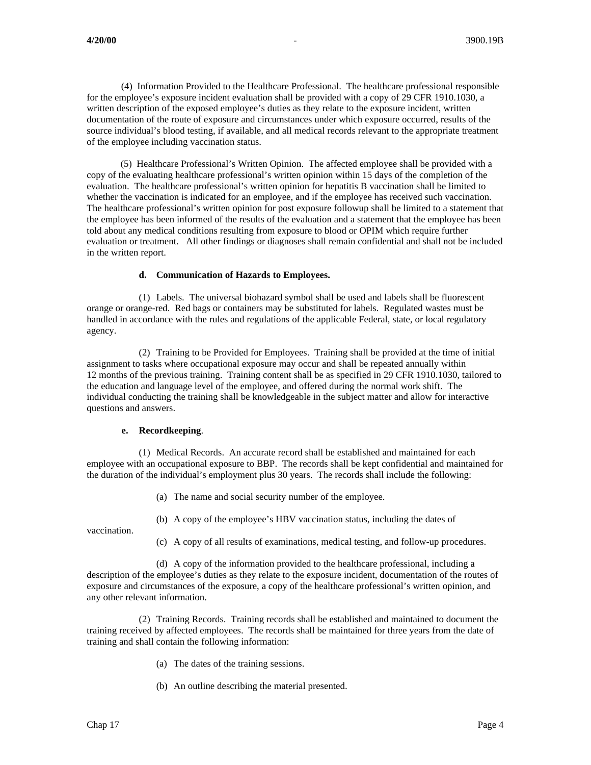(4) Information Provided to the Healthcare Professional. The healthcare professional responsible for the employee's exposure incident evaluation shall be provided with a copy of 29 CFR 1910.1030, a written description of the exposed employee's duties as they relate to the exposure incident, written documentation of the route of exposure and circumstances under which exposure occurred, results of the source individual's blood testing, if available, and all medical records relevant to the appropriate treatment of the employee including vaccination status.

(5) Healthcare Professional's Written Opinion. The affected employee shall be provided with a copy of the evaluating healthcare professional's written opinion within 15 days of the completion of the evaluation. The healthcare professional's written opinion for hepatitis B vaccination shall be limited to whether the vaccination is indicated for an employee, and if the employee has received such vaccination. The healthcare professional's written opinion for post exposure followup shall be limited to a statement that the employee has been informed of the results of the evaluation and a statement that the employee has been told about any medical conditions resulting from exposure to blood or OPIM which require further evaluation or treatment. All other findings or diagnoses shall remain confidential and shall not be included in the written report.

**d. Communication of Hazards to Employees.**

(1) Labels. The universal biohazard symbol shall be used and labels shall be fluorescent orange or orange-red. Red bags or containers may be substituted for labels. Regulated wastes must be handled in accordance with the rules and regulations of the applicable Federal, state, or local regulatory agency.

(2) Training to be Provided for Employees. Training shall be provided at the time of initial assignment to tasks where occupational exposure may occur and shall be repeated annually within 12 months of the previous training. Training content shall be as specified in 29 CFR 1910.1030, tailored to the education and language level of the employee, and offered during the normal work shift. The individual conducting the training shall be knowledgeable in the subject matter and allow for interactive questions and answers.

**e. Recordkeeping**.

(1) Medical Records. An accurate record shall be established and maintained for each employee with an occupational exposure to BBP. The records shall be kept confidential and maintained for the duration of the individual's employment plus 30 years. The records shall include the following:

(a) The name and social security number of the employee.

(b) A copy of the employee's HBV vaccination status, including the dates of vaccination.

(c) A copy of all results of examinations, medical testing, and follow-up procedures.

(d) A copy of the information provided to the healthcare professional, including a description of the employee's duties as they relate to the exposure incident, documentation of the routes of exposure and circumstances of the exposure, a copy of the healthcare professional's written opinion, and any other relevant information.

(2) Training Records. Training records shall be established and maintained to document the training received by affected employees. The records shall be maintained for three years from the date of training and shall contain the following information:

(a) The dates of the training sessions.

(b) An outline describing the material presented.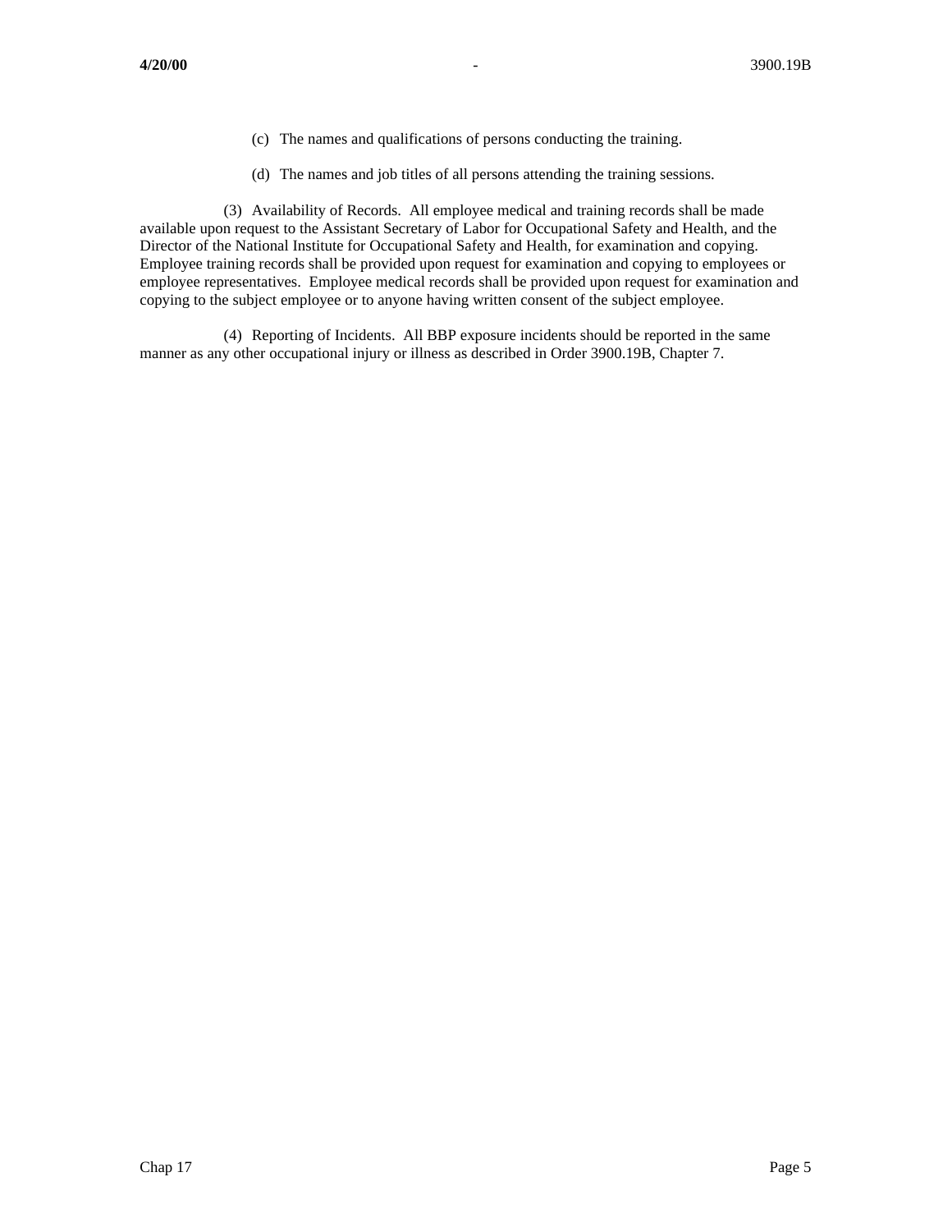(c) The names and qualifications of persons conducting the training.

(d) The names and job titles of all persons attending the training sessions.

(3) Availability of Records. All employee medical and training records shall be made available upon request to the Assistant Secretary of Labor for Occupational Safety and Health, and the Director of the National Institute for Occupational Safety and Health, for examination and copying. Employee training records shall be provided upon request for examination and copying to employees or employee representatives. Employee medical records shall be provided upon request for examination and copying to the subject employee or to anyone having written consent of the subject employee.

(4) Reporting of Incidents. All BBP exposure incidents should be reported in the same manner as any other occupational injury or illness as described in Order 3900.19B, Chapter 7.